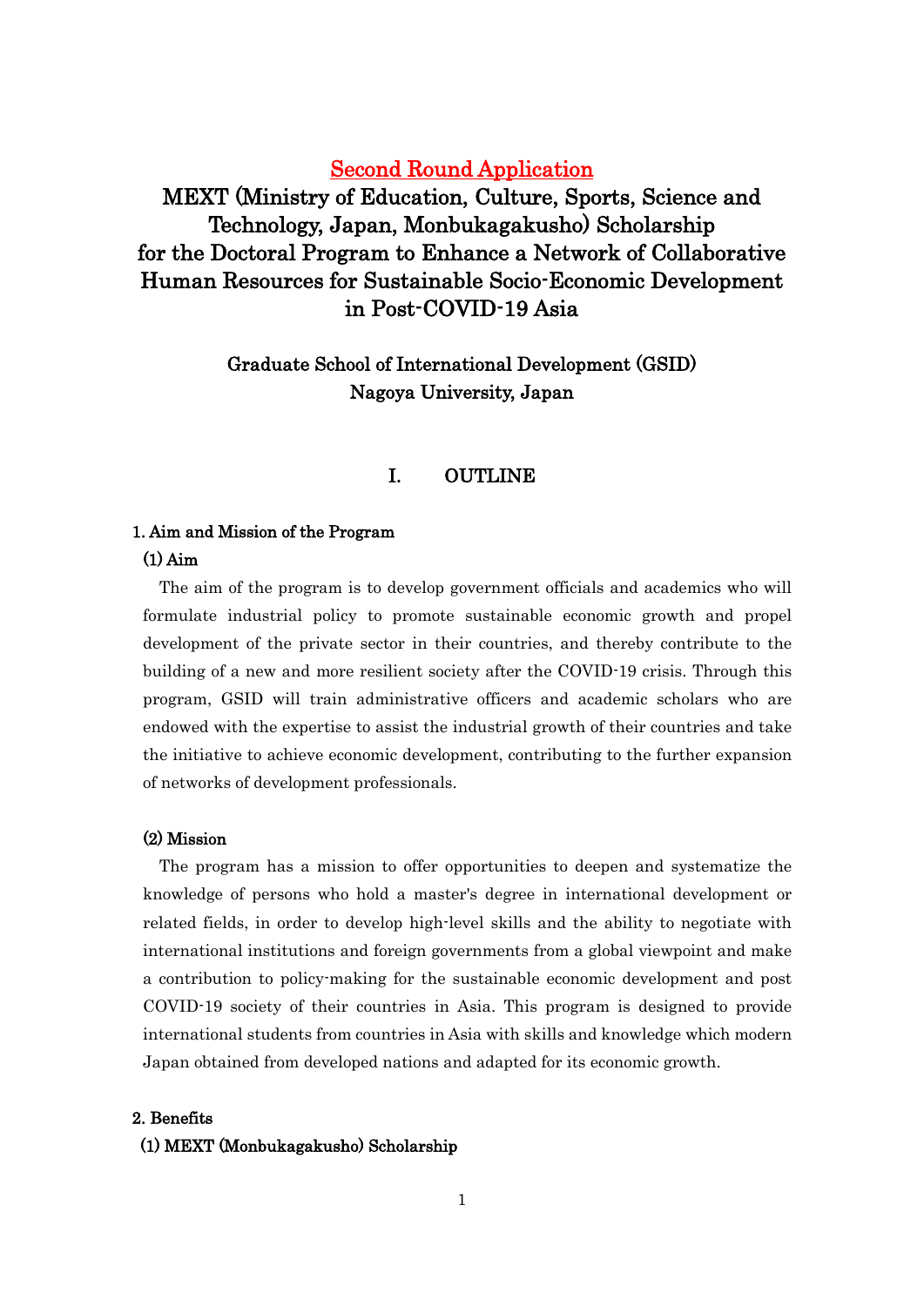# Second Round Application

# MEXT (Ministry of Education, Culture, Sports, Science and Technology, Japan, Monbukagakusho) Scholarship for the Doctoral Program to Enhance a Network of Collaborative Human Resources for Sustainable Socio-Economic Development in Post-COVID-19 Asia

**Graduate School of International Development (GSID)**
**Nagoya University, Japan**

## I. OUTLINE

### 1. Aim and Mission of the Program

#### (1) Aim

The aim of the program is to develop government officials and academics who will formulate industrial policy to promote sustainable economic growth and propel development of the private sector in their countries, and thereby contribute to the building of a new and more resilient society after the COVID-19 crisis. Through this program, GSID will train administrative officers and academic scholars who are endowed with the expertise to assist the industrial growth of their countries and take the initiative to achieve economic development, contributing to the further expansion of networks of development professionals.

#### (2) Mission

The program has a mission to offer opportunities to deepen and systematize the knowledge of persons who hold a master's degree in international development or related fields, in order to develop high-level skills and the ability to negotiate with international institutions and foreign governments from a global viewpoint and make a contribution to policy-making for the sustainable economic development and post COVID-19 society of their countries in Asia. This program is designed to provide international students from countries in Asia with skills and knowledge which modern Japan obtained from developed nations and adapted for its economic growth.

### 2. Benefits

#### (1) MEXT (Monbukagakusho) Scholarship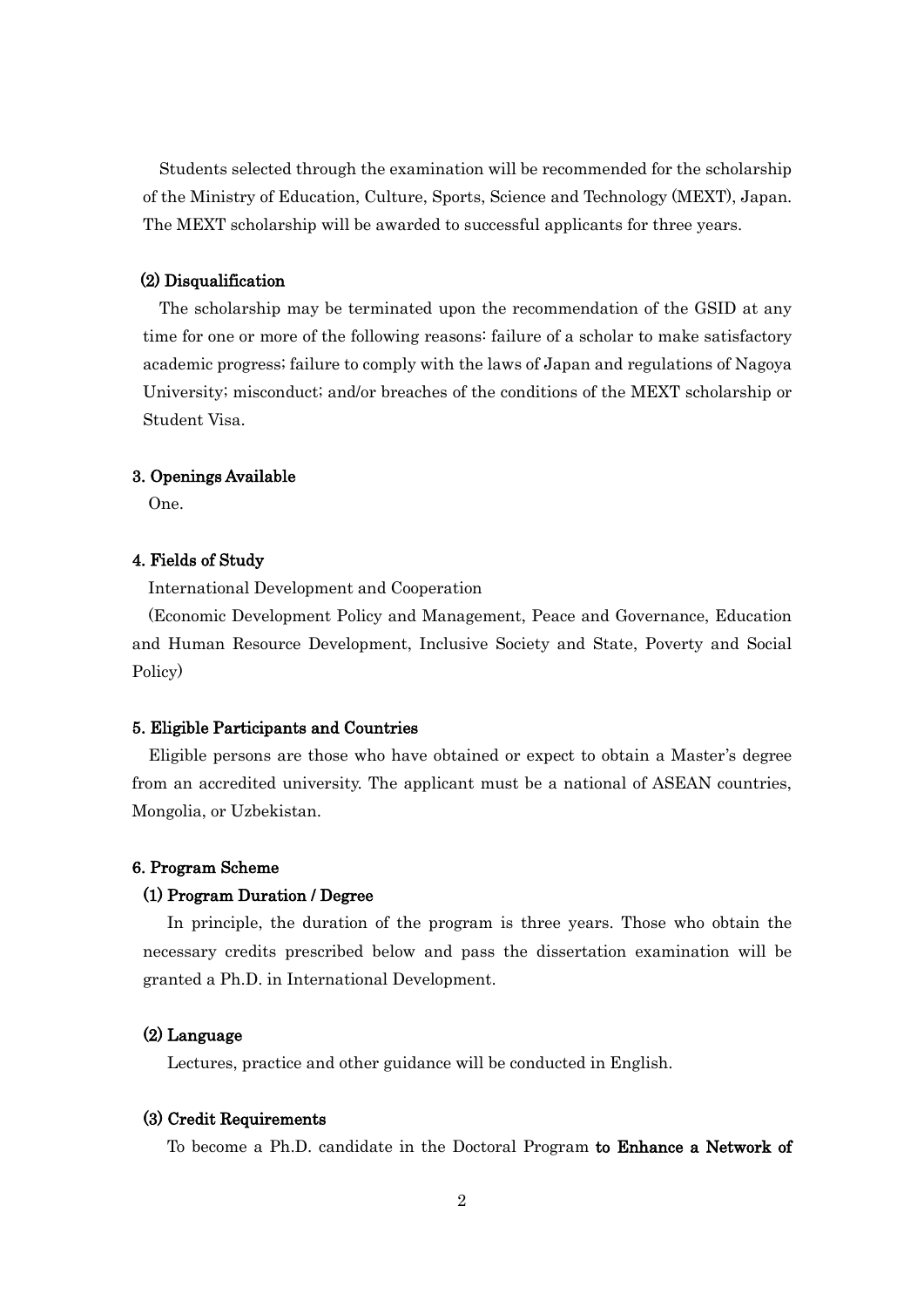Students selected through the examination will be recommended for the scholarship of the Ministry of Education, Culture, Sports, Science and Technology (MEXT), Japan. The MEXT scholarship will be awarded to successful applicants for three years.

### (2) Disqualification

The scholarship may be terminated upon the recommendation of the GSID at any time for one or more of the following reasons: failure of a scholar to make satisfactory academic progress; failure to comply with the laws of Japan and regulations of Nagoya University; misconduct; and/or breaches of the conditions of the MEXT scholarship or Student Visa.

## 3. Openings Available

One.

## 4. Fields of Study

International Development and Cooperation

(Economic Development Policy and Management, Peace and Governance, Education and Human Resource Development, Inclusive Society and State, Poverty and Social Policy)

## 5. Eligible Participants and Countries

Eligible persons are those who have obtained or expect to obtain a Master's degree from an accredited university. The applicant must be a national of ASEAN countries, Mongolia, or Uzbekistan.

## 6. Program Scheme

### (1) Program Duration / Degree

In principle, the duration of the program is three years. Those who obtain the necessary credits prescribed below and pass the dissertation examination will be granted a Ph.D. in International Development.

### (2) Language

Lectures, practice and other guidance will be conducted in English.

### (3) Credit Requirements

To become a Ph.D. candidate in the Doctoral Program **to Enhance a Network of**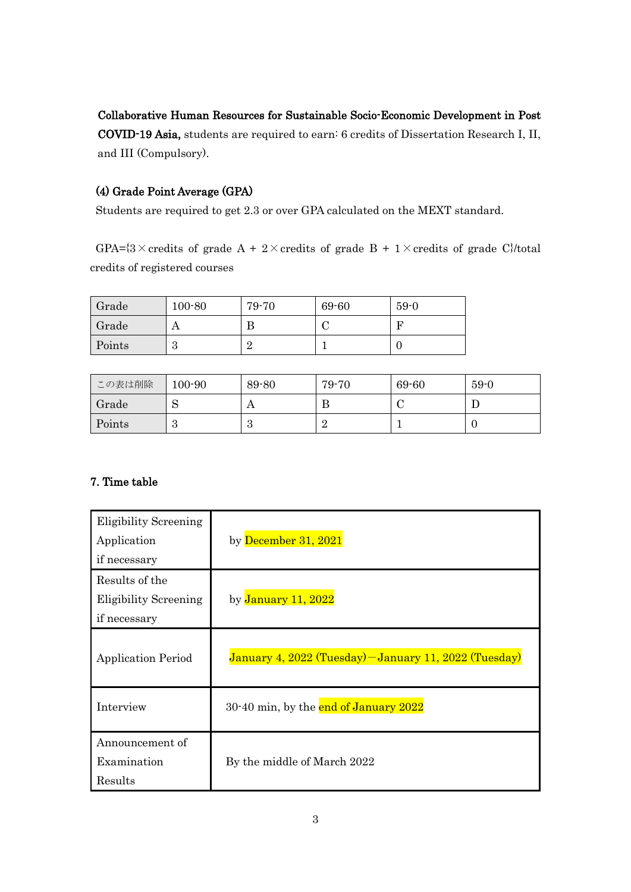**Collaborative Human Resources for Sustainable Socio-Economic Development in Post COVID-19 Asia,** students are required to earn: 6 credits of Dissertation Research I, II, and III (Compulsory).

### (4) Grade Point Average (GPA)

Students are required to get 2.3 or over GPA calculated on the MEXT standard.

GPA={3×credits of grade A + 2×credits of grade B + 1×credits of grade C}/total credits of registered courses

| Grade | 100-80 | 79-70 | 69-60 | 59-0 |
|---|---|---|---|---|
| Grade | A | B | C | F |
| Points | 3 | 2 | 1 | 0 |

| この表は削除 | 100-90 | 89-80 | 79-70 | 69-60 | 59-0 |
|---|---|---|---|---|---|
| Grade | S | A | B | C | D |
| Points | 3 | 3 | 2 | 1 | 0 |

## 7. Time table

| | |
|---|---|
| Eligibility Screening Application if necessary | by December 31, 2021 |
| Results of the Eligibility Screening if necessary | by January 11, 2022 |
| Application Period | January 4, 2022 (Tuesday)－January 11, 2022 (Tuesday) |
| Interview | 30-40 min, by the end of January 2022 |
| Announcement of Examination Results | By the middle of March 2022 |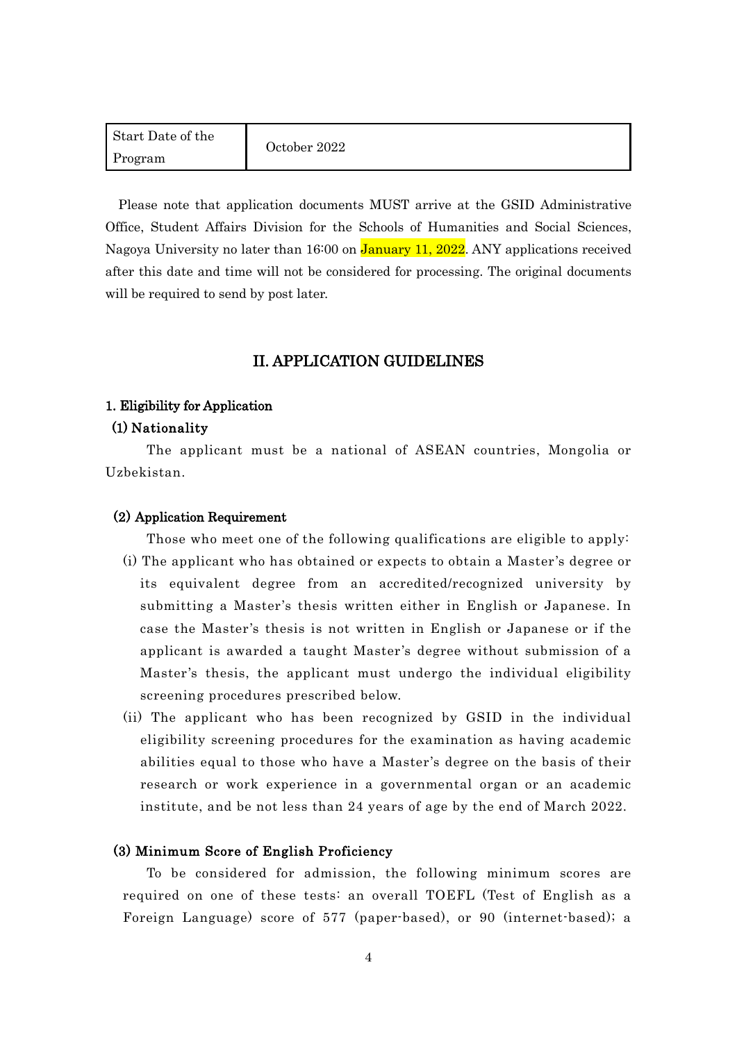| Start Date of the Program | October 2022 |
|---|---|

Please note that application documents MUST arrive at the GSID Administrative Office, Student Affairs Division for the Schools of Humanities and Social Sciences, Nagoya University no later than 16:00 on January 11, 2022. ANY applications received after this date and time will not be considered for processing. The original documents will be required to send by post later.

## II. APPLICATION GUIDELINES

### 1. Eligibility for Application

#### (1) Nationality

The applicant must be a national of ASEAN countries, Mongolia or Uzbekistan.

#### (2) Application Requirement

Those who meet one of the following qualifications are eligible to apply:

(i) The applicant who has obtained or expects to obtain a Master's degree or its equivalent degree from an accredited/recognized university by submitting a Master's thesis written either in English or Japanese. In case the Master's thesis is not written in English or Japanese or if the applicant is awarded a taught Master's degree without submission of a Master's thesis, the applicant must undergo the individual eligibility screening procedures prescribed below.

(ii) The applicant who has been recognized by GSID in the individual eligibility screening procedures for the examination as having academic abilities equal to those who have a Master's degree on the basis of their research or work experience in a governmental organ or an academic institute, and be not less than 24 years of age by the end of March 2022.

#### (3) Minimum Score of English Proficiency

To be considered for admission, the following minimum scores are required on one of these tests: an overall TOEFL (Test of English as a Foreign Language) score of 577 (paper-based), or 90 (internet-based); a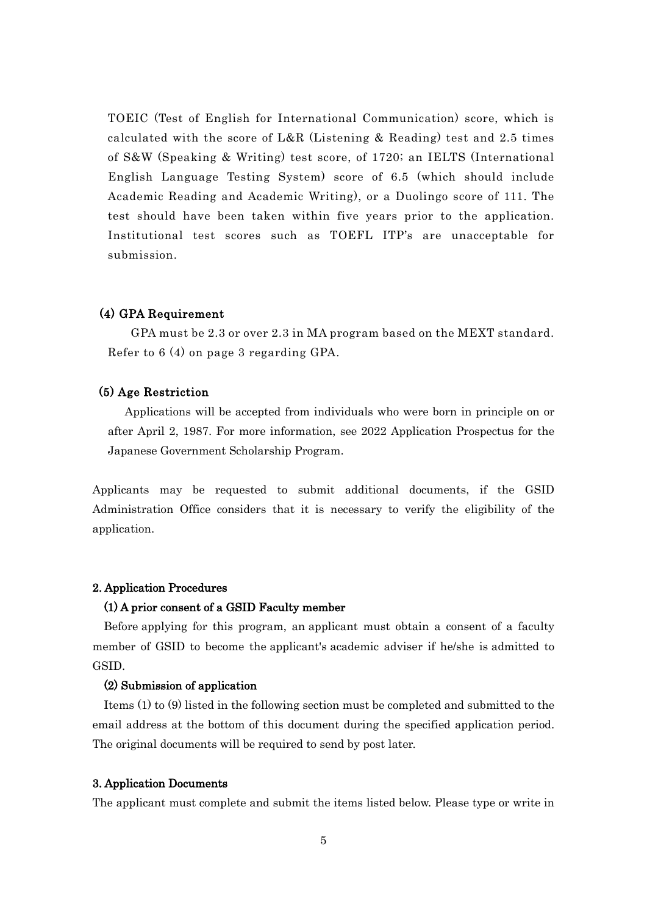TOEIC (Test of English for International Communication) score, which is calculated with the score of L&R (Listening & Reading) test and 2.5 times of S&W (Speaking & Writing) test score, of 1720; an IELTS (International English Language Testing System) score of 6.5 (which should include Academic Reading and Academic Writing), or a Duolingo score of 111. The test should have been taken within five years prior to the application. Institutional test scores such as TOEFL ITP's are unacceptable for submission.

### (4) GPA Requirement

GPA must be 2.3 or over 2.3 in MA program based on the MEXT standard. Refer to 6 (4) on page 3 regarding GPA.

### (5) Age Restriction

Applications will be accepted from individuals who were born in principle on or after April 2, 1987. For more information, see 2022 Application Prospectus for the Japanese Government Scholarship Program.

Applicants may be requested to submit additional documents, if the GSID Administration Office considers that it is necessary to verify the eligibility of the application.

## 2. Application Procedures

### (1) A prior consent of a GSID Faculty member

Before applying for this program, an applicant must obtain a consent of a faculty member of GSID to become the applicant's academic adviser if he/she is admitted to GSID.

### (2) Submission of application

Items (1) to (9) listed in the following section must be completed and submitted to the email address at the bottom of this document during the specified application period. The original documents will be required to send by post later.

## 3. Application Documents

The applicant must complete and submit the items listed below. Please type or write in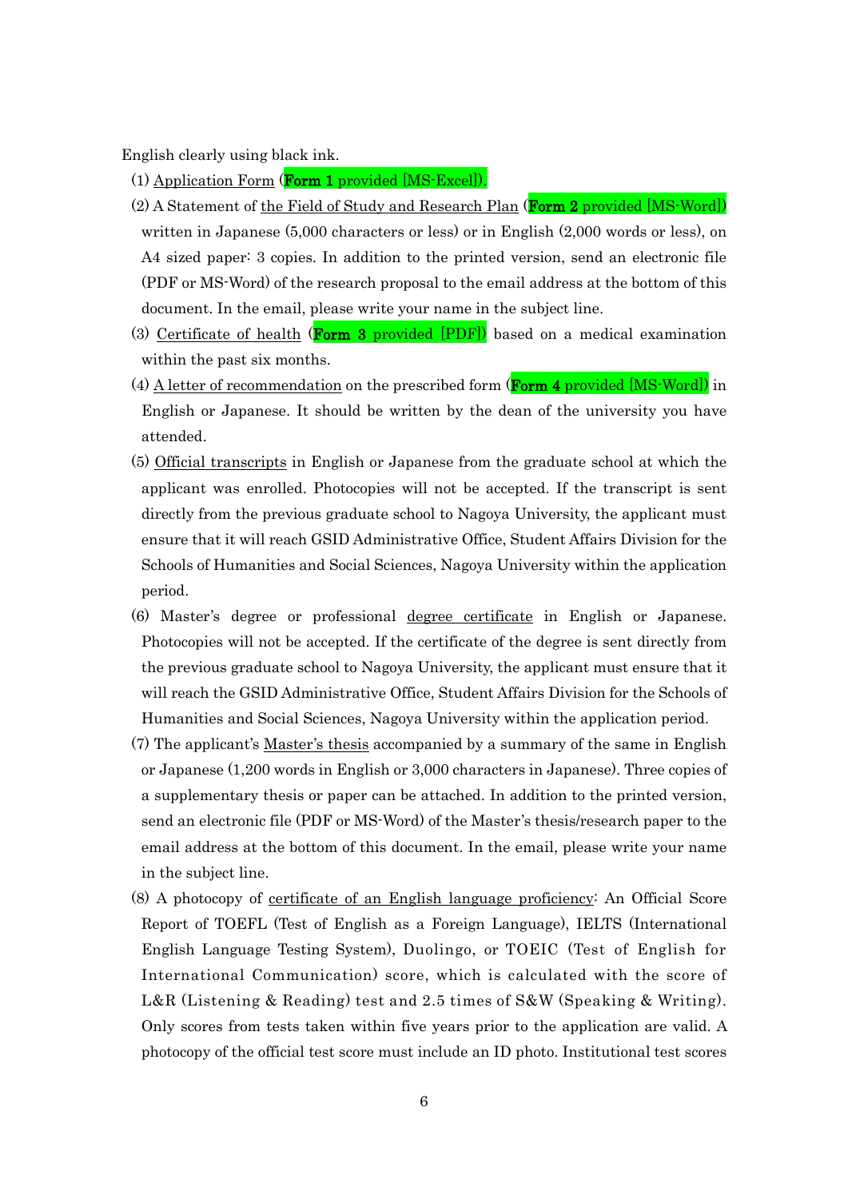English clearly using black ink.

(1) Application Form (**Form 1** provided [MS-Excel]).

(2) A Statement of the Field of Study and Research Plan (**Form 2** provided [MS-Word]) written in Japanese (5,000 characters or less) or in English (2,000 words or less), on A4 sized paper: 3 copies. In addition to the printed version, send an electronic file (PDF or MS-Word) of the research proposal to the email address at the bottom of this document. In the email, please write your name in the subject line.

(3) Certificate of health (**Form 3** provided [PDF]) based on a medical examination within the past six months.

(4) A letter of recommendation on the prescribed form (**Form 4** provided [MS-Word]) in English or Japanese. It should be written by the dean of the university you have attended.

(5) Official transcripts in English or Japanese from the graduate school at which the applicant was enrolled. Photocopies will not be accepted. If the transcript is sent directly from the previous graduate school to Nagoya University, the applicant must ensure that it will reach GSID Administrative Office, Student Affairs Division for the Schools of Humanities and Social Sciences, Nagoya University within the application period.

(6) Master's degree or professional degree certificate in English or Japanese. Photocopies will not be accepted. If the certificate of the degree is sent directly from the previous graduate school to Nagoya University, the applicant must ensure that it will reach the GSID Administrative Office, Student Affairs Division for the Schools of Humanities and Social Sciences, Nagoya University within the application period.

(7) The applicant's Master's thesis accompanied by a summary of the same in English or Japanese (1,200 words in English or 3,000 characters in Japanese). Three copies of a supplementary thesis or paper can be attached. In addition to the printed version, send an electronic file (PDF or MS-Word) of the Master's thesis/research paper to the email address at the bottom of this document. In the email, please write your name in the subject line.

(8) A photocopy of certificate of an English language proficiency: An Official Score Report of TOEFL (Test of English as a Foreign Language), IELTS (International English Language Testing System), Duolingo, or TOEIC (Test of English for International Communication) score, which is calculated with the score of L&R (Listening & Reading) test and 2.5 times of S&W (Speaking & Writing). Only scores from tests taken within five years prior to the application are valid. A photocopy of the official test score must include an ID photo. Institutional test scores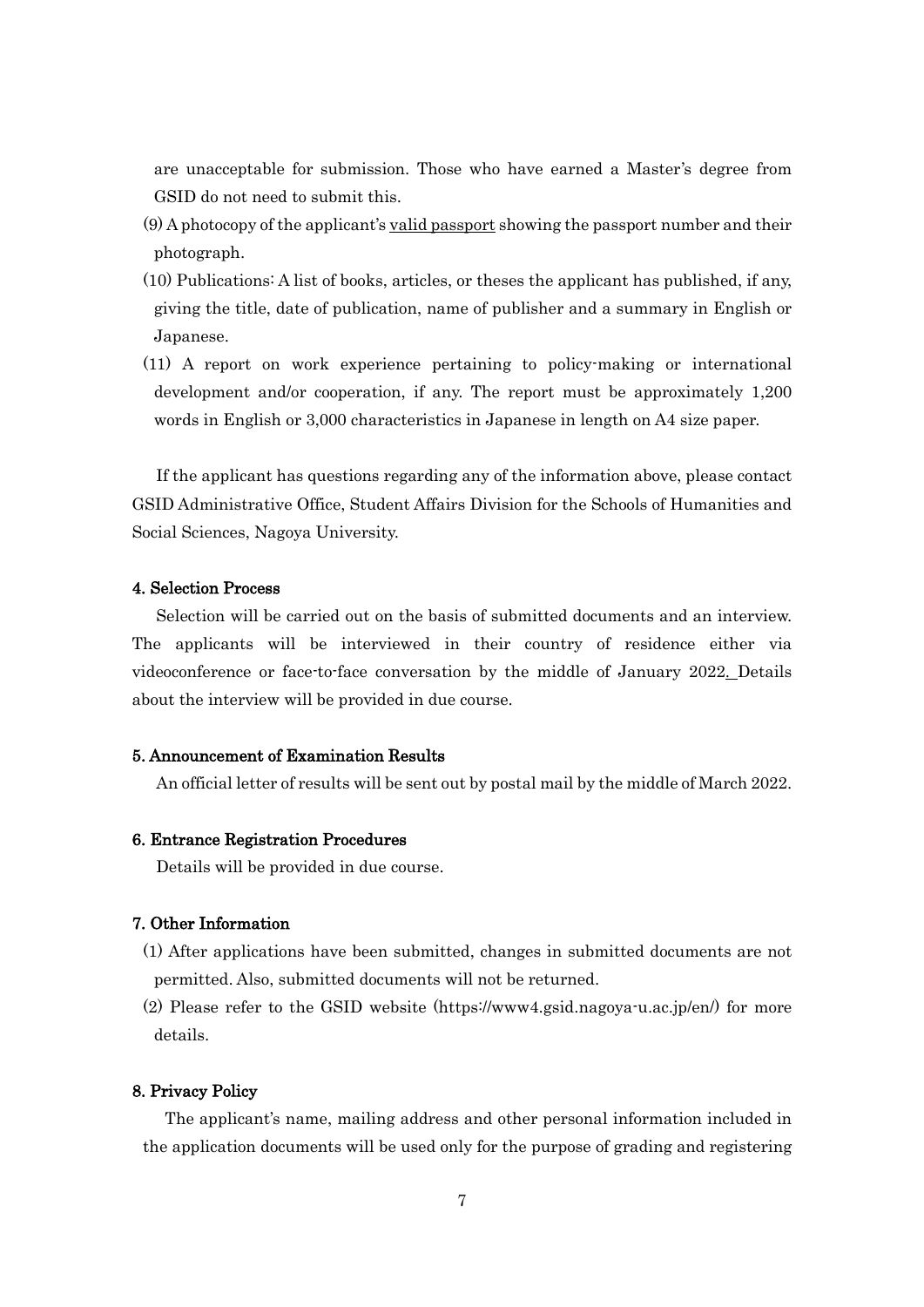are unacceptable for submission. Those who have earned a Master's degree from GSID do not need to submit this.

(9) A photocopy of the applicant's valid passport showing the passport number and their photograph.

(10) Publications: A list of books, articles, or theses the applicant has published, if any, giving the title, date of publication, name of publisher and a summary in English or Japanese.

(11) A report on work experience pertaining to policy-making or international development and/or cooperation, if any. The report must be approximately 1,200 words in English or 3,000 characteristics in Japanese in length on A4 size paper.

If the applicant has questions regarding any of the information above, please contact GSID Administrative Office, Student Affairs Division for the Schools of Humanities and Social Sciences, Nagoya University.

### 4. Selection Process

Selection will be carried out on the basis of submitted documents and an interview. The applicants will be interviewed in their country of residence either via videoconference or face-to-face conversation by the middle of January 2022. Details about the interview will be provided in due course.

### 5. Announcement of Examination Results

An official letter of results will be sent out by postal mail by the middle of March 2022.

### 6. Entrance Registration Procedures

Details will be provided in due course.

### 7. Other Information

(1) After applications have been submitted, changes in submitted documents are not permitted. Also, submitted documents will not be returned.

(2) Please refer to the GSID website (https://www4.gsid.nagoya-u.ac.jp/en/) for more details.

### 8. Privacy Policy

The applicant's name, mailing address and other personal information included in the application documents will be used only for the purpose of grading and registering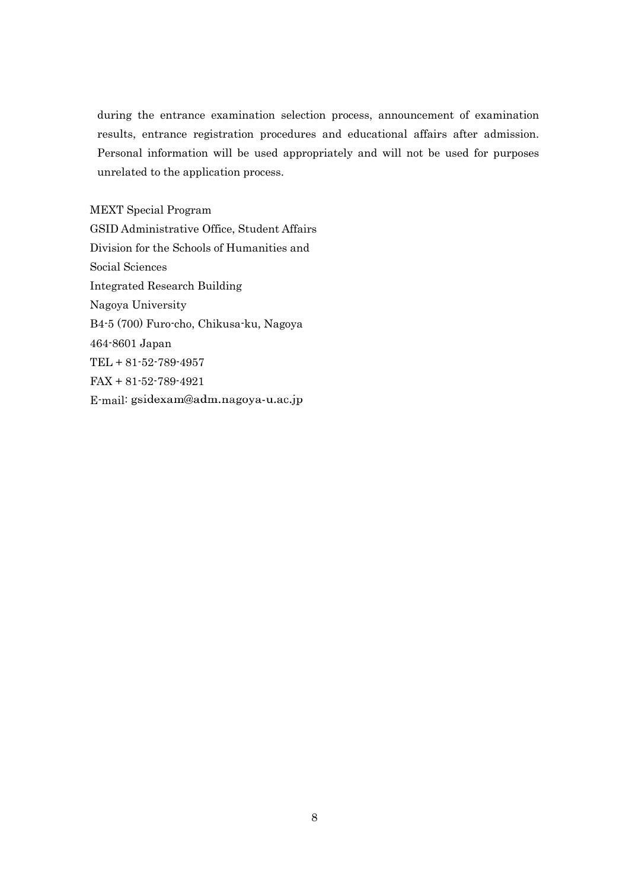during the entrance examination selection process, announcement of examination results, entrance registration procedures and educational affairs after admission. Personal information will be used appropriately and will not be used for purposes unrelated to the application process.

MEXT Special Program  
GSID Administrative Office, Student Affairs  
Division for the Schools of Humanities and  
Social Sciences  
Integrated Research Building  
Nagoya University  
B4-5 (700) Furo-cho, Chikusa-ku, Nagoya  
464-8601 Japan  
TEL + 81-52-789-4957  
FAX + 81-52-789-4921  
E-mail: gsidexam@adm.nagoya-u.ac.jp